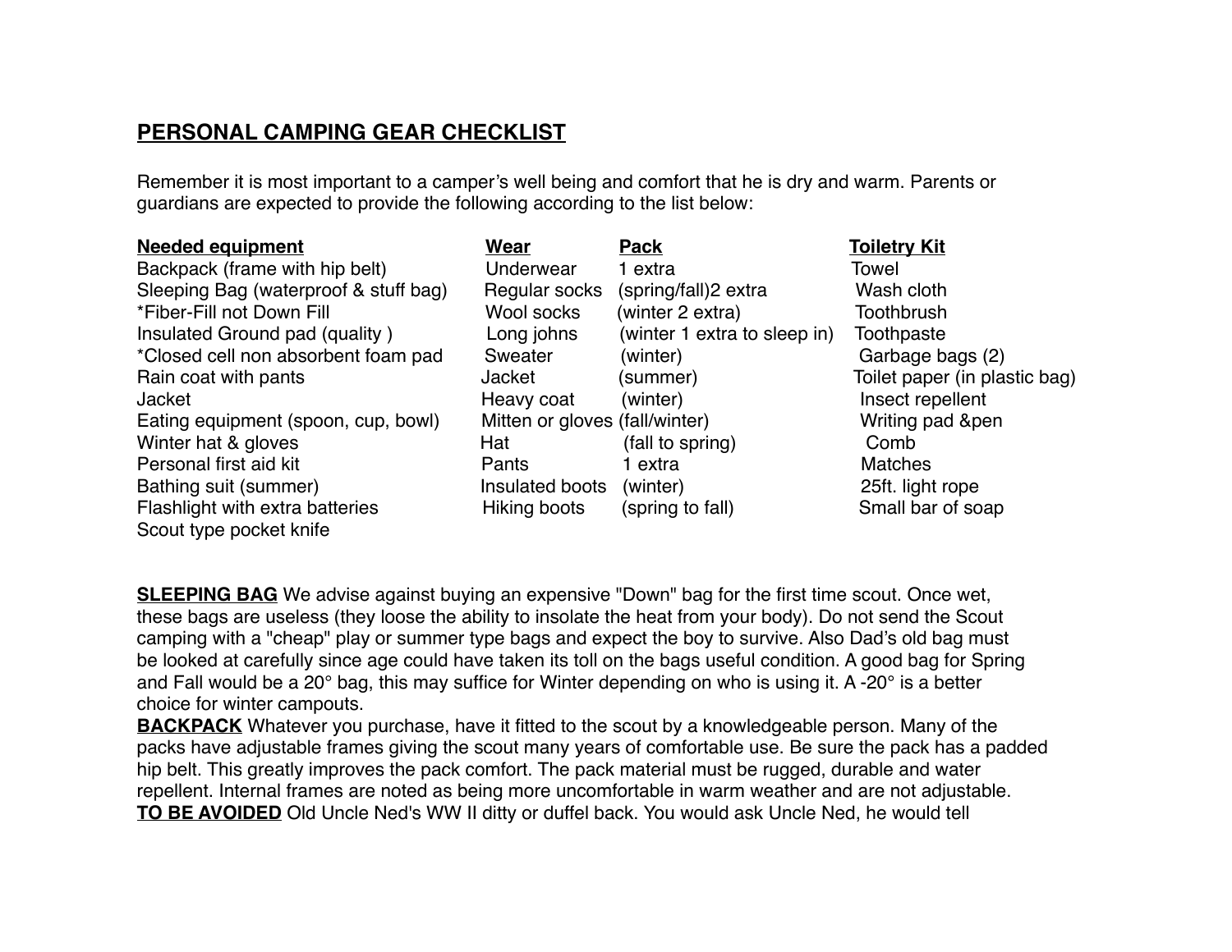## PERSONAL CAMPING GEAR CHECKLIST

Remember it is most important to a camper's well being and comfort that he is dry and warm. Parents or guardians are expected to provide the following according to the list below:

| Needed equipment | Wear | Pack | Toiletry Kit |
|---|---|---|---|
| Backpack (frame with hip belt) | Underwear | 1 extra | Towel |
| Sleeping Bag (waterproof & stuff bag) | Regular socks | (spring/fall)2 extra | Wash cloth |
| *Fiber-Fill not Down Fill | Wool socks | (winter 2 extra) | Toothbrush |
| Insulated Ground pad (quality ) | Long johns | (winter 1 extra to sleep in) | Toothpaste |
| *Closed cell non absorbent foam pad | Sweater | (winter) | Garbage bags (2) |
| Rain coat with pants | Jacket | (summer) | Toilet paper (in plastic bag) |
| Jacket | Heavy coat | (winter) | Insect repellent |
| Eating equipment (spoon, cup, bowl) | Mitten or gloves | (fall/winter) | Writing pad &pen |
| Winter hat & gloves | Hat | (fall to spring) | Comb |
| Personal first aid kit | Pants | 1 extra | Matches |
| Bathing suit (summer) | Insulated boots | (winter) | 25ft. light rope |
| Flashlight with extra batteries | Hiking boots | (spring to fall) | Small bar of soap |
| Scout type pocket knife | | | |

**SLEEPING BAG** We advise against buying an expensive "Down" bag for the first time scout. Once wet, these bags are useless (they loose the ability to insolate the heat from your body). Do not send the Scout camping with a "cheap" play or summer type bags and expect the boy to survive. Also Dad's old bag must be looked at carefully since age could have taken its toll on the bags useful condition. A good bag for Spring and Fall would be a 20° bag, this may suffice for Winter depending on who is using it. A -20° is a better choice for winter campouts.

**BACKPACK** Whatever you purchase, have it fitted to the scout by a knowledgeable person. Many of the packs have adjustable frames giving the scout many years of comfortable use. Be sure the pack has a padded hip belt. This greatly improves the pack comfort. The pack material must be rugged, durable and water repellent. Internal frames are noted as being more uncomfortable in warm weather and are not adjustable.

**TO BE AVOIDED** Old Uncle Ned's WW II ditty or duffel back. You would ask Uncle Ned, he would tell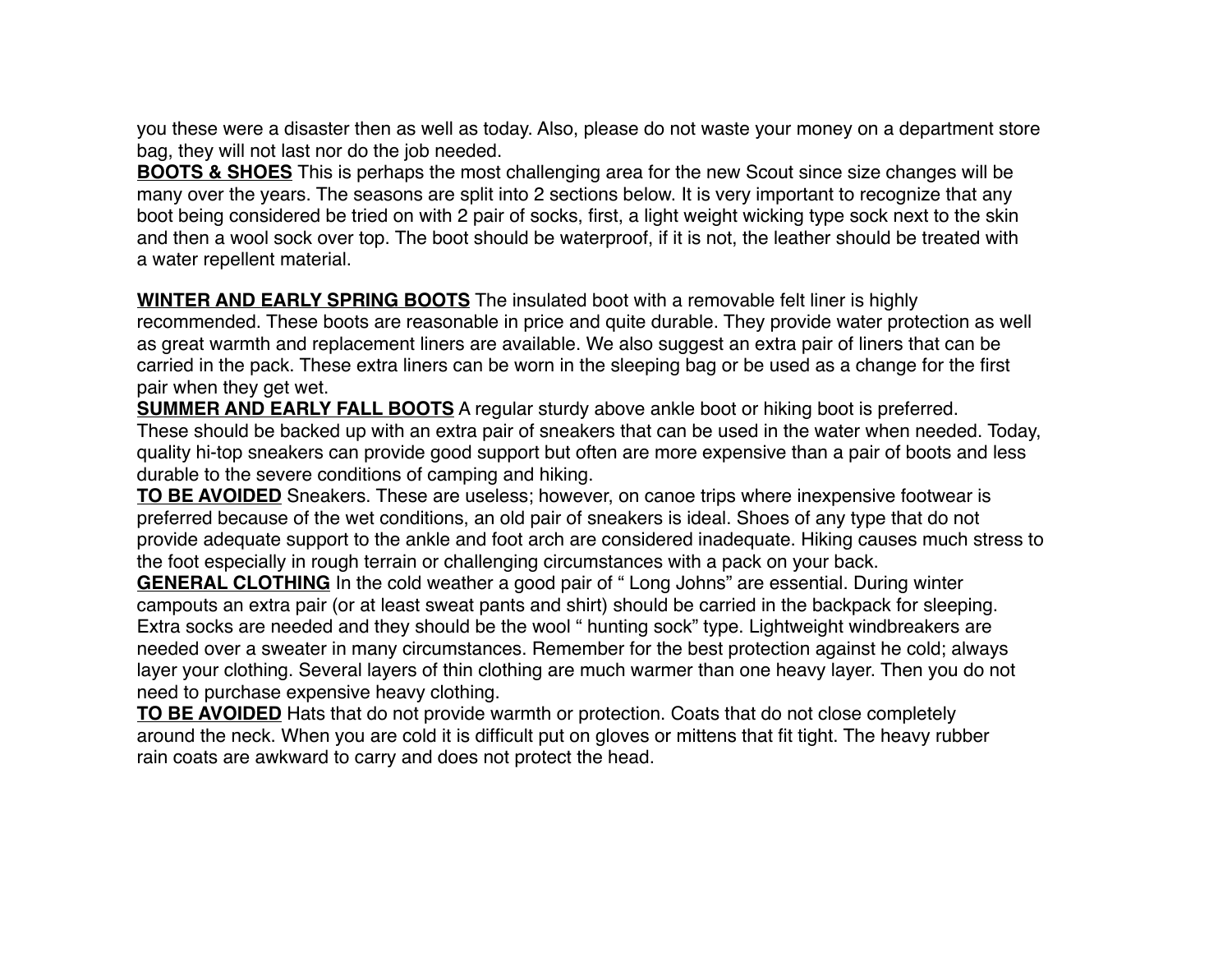you these were a disaster then as well as today. Also, please do not waste your money on a department store bag, they will not last nor do the job needed.

**BOOTS & SHOES** This is perhaps the most challenging area for the new Scout since size changes will be many over the years. The seasons are split into 2 sections below. It is very important to recognize that any boot being considered be tried on with 2 pair of socks, first, a light weight wicking type sock next to the skin and then a wool sock over top. The boot should be waterproof, if it is not, the leather should be treated with a water repellent material.

**WINTER AND EARLY SPRING BOOTS** The insulated boot with a removable felt liner is highly recommended. These boots are reasonable in price and quite durable. They provide water protection as well as great warmth and replacement liners are available. We also suggest an extra pair of liners that can be carried in the pack. These extra liners can be worn in the sleeping bag or be used as a change for the first pair when they get wet.

**SUMMER AND EARLY FALL BOOTS** A regular sturdy above ankle boot or hiking boot is preferred. These should be backed up with an extra pair of sneakers that can be used in the water when needed. Today, quality hi-top sneakers can provide good support but often are more expensive than a pair of boots and less durable to the severe conditions of camping and hiking.

**TO BE AVOIDED** Sneakers. These are useless; however, on canoe trips where inexpensive footwear is preferred because of the wet conditions, an old pair of sneakers is ideal. Shoes of any type that do not provide adequate support to the ankle and foot arch are considered inadequate. Hiking causes much stress to the foot especially in rough terrain or challenging circumstances with a pack on your back.

**GENERAL CLOTHING** In the cold weather a good pair of " Long Johns" are essential. During winter campouts an extra pair (or at least sweat pants and shirt) should be carried in the backpack for sleeping. Extra socks are needed and they should be the wool " hunting sock" type. Lightweight windbreakers are needed over a sweater in many circumstances. Remember for the best protection against he cold; always layer your clothing. Several layers of thin clothing are much warmer than one heavy layer. Then you do not need to purchase expensive heavy clothing.

**TO BE AVOIDED** Hats that do not provide warmth or protection. Coats that do not close completely around the neck. When you are cold it is difficult put on gloves or mittens that fit tight. The heavy rubber rain coats are awkward to carry and does not protect the head.